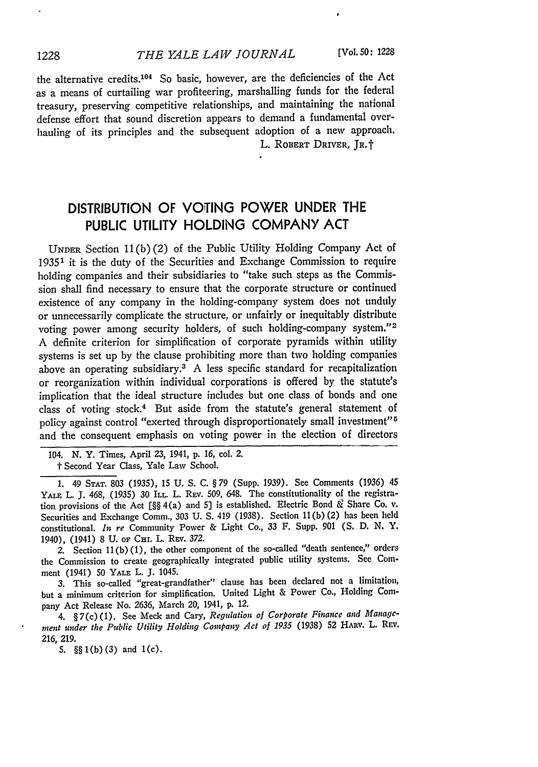the alternative credits.[104] So basic, however, are the deficiencies of the Act as a means of curtailing war profiteering, marshalling funds for the federal treasury, preserving competitive relationships, and maintaining the national defense effort that sound discretion appears to demand a fundamental overhauling of its principles and the subsequent adoption of a new approach.

L. ROBERT DRIVER, JR.†

## DISTRIBUTION OF VOTING POWER UNDER THE PUBLIC UTILITY HOLDING COMPANY ACT

UNDER Section 11(b)(2) of the Public Utility Holding Company Act of 1935[1] it is the duty of the Securities and Exchange Commission to require holding companies and their subsidiaries to "take such steps as the Commission shall find necessary to ensure that the corporate structure or continued existence of any company in the holding-company system does not unduly or unnecessarily complicate the structure, or unfairly or inequitably distribute voting power among security holders, of such holding-company system."[2] A definite criterion for simplification of corporate pyramids within utility systems is set up by the clause prohibiting more than two holding companies above an operating subsidiary.[3] A less specific standard for recapitalization or reorganization within individual corporations is offered by the statute's implication that the ideal structure includes but one class of bonds and one class of voting stock.[4] But aside from the statute's general statement of policy against control "exerted through disproportionately small investment"[5] and the consequent emphasis on voting power in the election of directors

---

104. N. Y. Times, April 23, 1941, p. 16, col. 2.

† Second Year Class, Yale Law School.

1. 49 STAT. 803 (1935), 15 U. S. C. § 79 (Supp. 1939). See Comments (1936) 45 YALE L. J. 468, (1935) 30 ILL. L. REV. 509, 648. The constitutionality of the registration provisions of the Act [§§ 4(a) and 5] is established. Electric Bond & Share Co. v. Securities and Exchange Comm., 303 U. S. 419 (1938). Section 11(b)(2) has been held constitutional. *In re* Community Power & Light Co., 33 F. Supp. 901 (S. D. N. Y. 1940), (1941) 8 U. OF CHI. L. REV. 372.

2. Section 11(b)(1), the other component of the so-called "death sentence," orders the Commission to create geographically integrated public utility systems. See Comment (1941) 50 YALE L. J. 1045.

3. This so-called "great-grandfather" clause has been declared not a limitation, but a minimum criterion for simplification. United Light & Power Co., Holding Company Act Release No. 2636, March 20, 1941, p. 12.

4. § 7(c)(1). See Meck and Cary, *Regulation of Corporate Finance and Management under the Public Utility Holding Company Act of 1935* (1938) 52 HARV. L. REV. 216, 219.

5. §§ 1(b)(3) and 1(c).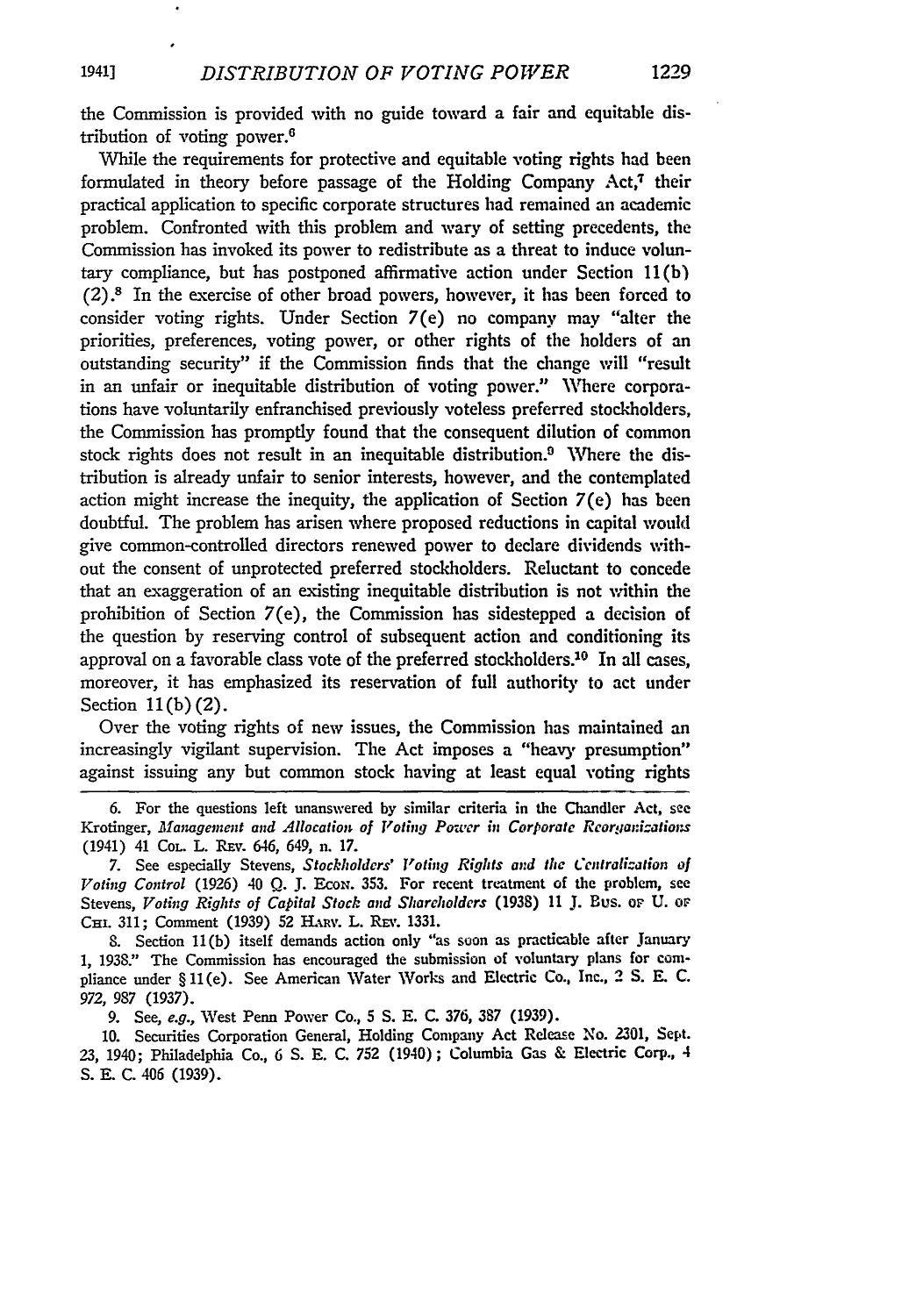the Commission is provided with no guide toward a fair and equitable distribution of voting power.[6]

While the requirements for protective and equitable voting rights had been formulated in theory before passage of the Holding Company Act,[7] their practical application to specific corporate structures had remained an academic problem. Confronted with this problem and wary of setting precedents, the Commission has invoked its power to redistribute as a threat to induce voluntary compliance, but has postponed affirmative action under Section 11(b) (2).[8] In the exercise of other broad powers, however, it has been forced to consider voting rights. Under Section 7(e) no company may "alter the priorities, preferences, voting power, or other rights of the holders of an outstanding security" if the Commission finds that the change will "result in an unfair or inequitable distribution of voting power." Where corporations have voluntarily enfranchised previously voteless preferred stockholders, the Commission has promptly found that the consequent dilution of common stock rights does not result in an inequitable distribution.[9] Where the distribution is already unfair to senior interests, however, and the contemplated action might increase the inequity, the application of Section 7(e) has been doubtful. The problem has arisen where proposed reductions in capital would give common-controlled directors renewed power to declare dividends without the consent of unprotected preferred stockholders. Reluctant to concede that an exaggeration of an existing inequitable distribution is not within the prohibition of Section 7(e), the Commission has sidestepped a decision of the question by reserving control of subsequent action and conditioning its approval on a favorable class vote of the preferred stockholders.[10] In all cases, moreover, it has emphasized its reservation of full authority to act under Section 11(b)(2).

Over the voting rights of new issues, the Commission has maintained an increasingly vigilant supervision. The Act imposes a "heavy presumption" against issuing any but common stock having at least equal voting rights

---

6. For the questions left unanswered by similar criteria in the Chandler Act, see Krotinger, *Management and Allocation of Voting Power in Corporate Reorganizations* (1941) 41 Col. L. Rev. 646, 649, n. 17.

7. See especially Stevens, *Stockholders' Voting Rights and the Centralization of Voting Control* (1926) 40 Q. J. Econ. 353. For recent treatment of the problem, see Stevens, *Voting Rights of Capital Stock and Shareholders* (1938) 11 J. Bus. of U. of Chi. 311; Comment (1939) 52 Harv. L. Rev. 1331.

8. Section 11(b) itself demands action only "as soon as practicable after January 1, 1938." The Commission has encouraged the submission of voluntary plans for compliance under § 11(e). See American Water Works and Electric Co., Inc., 2 S. E. C. 972, 987 (1937).

9. See, *e.g.*, West Penn Power Co., 5 S. E. C. 376, 387 (1939).

10. Securities Corporation General, Holding Company Act Release No. 2301, Sept. 23, 1940; Philadelphia Co., 6 S. E. C. 752 (1940); Columbia Gas & Electric Corp., 4 S. E. C. 406 (1939).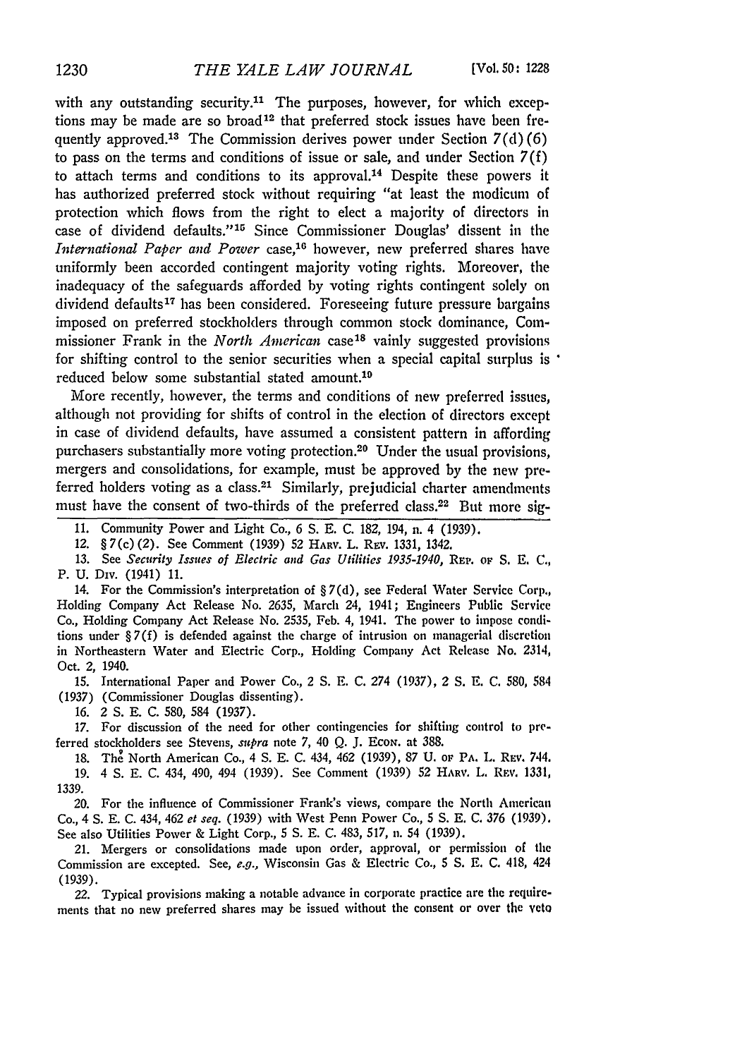with any outstanding security.[11] The purposes, however, for which exceptions may be made are so broad[12] that preferred stock issues have been frequently approved.[13] The Commission derives power under Section 7(d)(6) to pass on the terms and conditions of issue or sale, and under Section 7(f) to attach terms and conditions to its approval.[14] Despite these powers it has authorized preferred stock without requiring "at least the modicum of protection which flows from the right to elect a majority of directors in case of dividend defaults."[15] Since Commissioner Douglas' dissent in the *International Paper and Power* case,[16] however, new preferred shares have uniformly been accorded contingent majority voting rights. Moreover, the inadequacy of the safeguards afforded by voting rights contingent solely on dividend defaults[17] has been considered. Foreseeing future pressure bargains imposed on preferred stockholders through common stock dominance, Commissioner Frank in the *North American* case[18] vainly suggested provisions for shifting control to the senior securities when a special capital surplus is reduced below some substantial stated amount.[19]

More recently, however, the terms and conditions of new preferred issues, although not providing for shifts of control in the election of directors except in case of dividend defaults, have assumed a consistent pattern in affording purchasers substantially more voting protection.[20] Under the usual provisions, mergers and consolidations, for example, must be approved by the new preferred holders voting as a class.[21] Similarly, prejudicial charter amendments must have the consent of two-thirds of the preferred class.[22] But more sig-

11. Community Power and Light Co., 6 S. E. C. 182, 194, n. 4 (1939).

12. § 7(c)(2). See Comment (1939) 52 HARV. L. REV. 1331, 1342.

13. See *Security Issues of Electric and Gas Utilities 1935-1940*, REP. OF S. E. C., P. U. DIV. (1941) 11.

14. For the Commission's interpretation of § 7(d), see Federal Water Service Corp., Holding Company Act Release No. 2635, March 24, 1941; Engineers Public Service Co., Holding Company Act Release No. 2535, Feb. 4, 1941. The power to impose conditions under § 7(f) is defended against the charge of intrusion on managerial discretion in Northeastern Water and Electric Corp., Holding Company Act Release No. 2314, Oct. 2, 1940.

15. International Paper and Power Co., 2 S. E. C. 274 (1937), 2 S. E. C. 580, 584 (1937) (Commissioner Douglas dissenting).

16. 2 S. E. C. 580, 584 (1937).

17. For discussion of the need for other contingencies for shifting control to preferred stockholders see Stevens, *supra* note 7, 40 Q. J. ECON. at 388.

18. The North American Co., 4 S. E. C. 434, 462 (1939), 87 U. OF PA. L. REV. 744.

19. 4 S. E. C. 434, 490, 494 (1939). See Comment (1939) 52 HARV. L. REV. 1331, 1339.

20. For the influence of Commissioner Frank's views, compare the North American Co., 4 S. E. C. 434, 462 *et seq.* (1939) with West Penn Power Co., 5 S. E. C. 376 (1939). See also Utilities Power & Light Corp., 5 S. E. C. 483, 517, n. 54 (1939).

21. Mergers or consolidations made upon order, approval, or permission of the Commission are excepted. See, *e.g.*, Wisconsin Gas & Electric Co., 5 S. E. C. 418, 424 (1939).

22. Typical provisions making a notable advance in corporate practice are the requirements that no new preferred shares may be issued without the consent or over the veto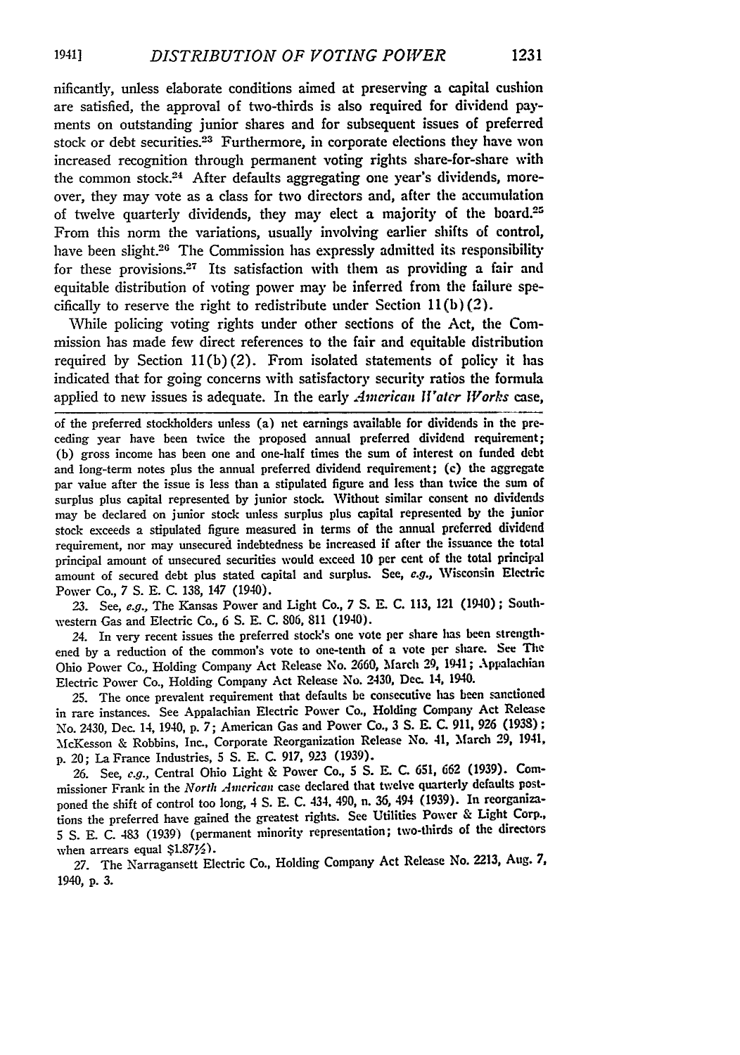nificantly, unless elaborate conditions aimed at preserving a capital cushion are satisfied, the approval of two-thirds is also required for dividend payments on outstanding junior shares and for subsequent issues of preferred stock or debt securities.[23] Furthermore, in corporate elections they have won increased recognition through permanent voting rights share-for-share with the common stock.[24] After defaults aggregating one year's dividends, moreover, they may vote as a class for two directors and, after the accumulation of twelve quarterly dividends, they may elect a majority of the board.[25] From this norm the variations, usually involving earlier shifts of control, have been slight.[26] The Commission has expressly admitted its responsibility for these provisions.[27] Its satisfaction with them as providing a fair and equitable distribution of voting power may be inferred from the failure specifically to reserve the right to redistribute under Section 11(b)(2).

While policing voting rights under other sections of the Act, the Commission has made few direct references to the fair and equitable distribution required by Section 11(b)(2). From isolated statements of policy it has indicated that for going concerns with satisfactory security ratios the formula applied to new issues is adequate. In the early *American Water Works* case,

---

of the preferred stockholders unless (a) net earnings available for dividends in the preceding year have been twice the proposed annual preferred dividend requirement; (b) gross income has been one and one-half times the sum of interest on funded debt and long-term notes plus the annual preferred dividend requirement; (c) the aggregate par value after the issue is less than a stipulated figure and less than twice the sum of surplus plus capital represented by junior stock. Without similar consent no dividends may be declared on junior stock unless surplus plus capital represented by the junior stock exceeds a stipulated figure measured in terms of the annual preferred dividend requirement, nor may unsecured indebtedness be increased if after the issuance the total principal amount of unsecured securities would exceed 10 per cent of the total principal amount of secured debt plus stated capital and surplus. See, *e.g.*, Wisconsin Electric Power Co., 7 S. E. C. 138, 147 (1940).

23. See, *e.g.*, The Kansas Power and Light Co., 7 S. E. C. 113, 121 (1940); Southwestern Gas and Electric Co., 6 S. E. C. 806, 811 (1940).

24. In very recent issues the preferred stock's one vote per share has been strengthened by a reduction of the common's vote to one-tenth of a vote per share. See The Ohio Power Co., Holding Company Act Release No. 2660, March 29, 1941; Appalachian Electric Power Co., Holding Company Act Release No. 2430, Dec. 14, 1940.

25. The once prevalent requirement that defaults be consecutive has been sanctioned in rare instances. See Appalachian Electric Power Co., Holding Company Act Release No. 2430, Dec. 14, 1940, p. 7; American Gas and Power Co., 3 S. E. C. 911, 926 (1938); McKesson & Robbins, Inc., Corporate Reorganization Release No. 41, March 29, 1941, p. 20; La France Industries, 5 S. E. C. 917, 923 (1939).

26. See, *e.g.*, Central Ohio Light & Power Co., 5 S. E. C. 651, 662 (1939). Commissioner Frank in the *North American* case declared that twelve quarterly defaults postponed the shift of control too long, 4 S. E. C. 434, 490, n. 36, 494 (1939). In reorganizations the preferred have gained the greatest rights. See Utilities Power & Light Corp., 5 S. E. C. 483 (1939) (permanent minority representation; two-thirds of the directors when arrears equal $1.87½).

27. The Narragansett Electric Co., Holding Company Act Release No. 2213, Aug. 7, 1940, p. 3.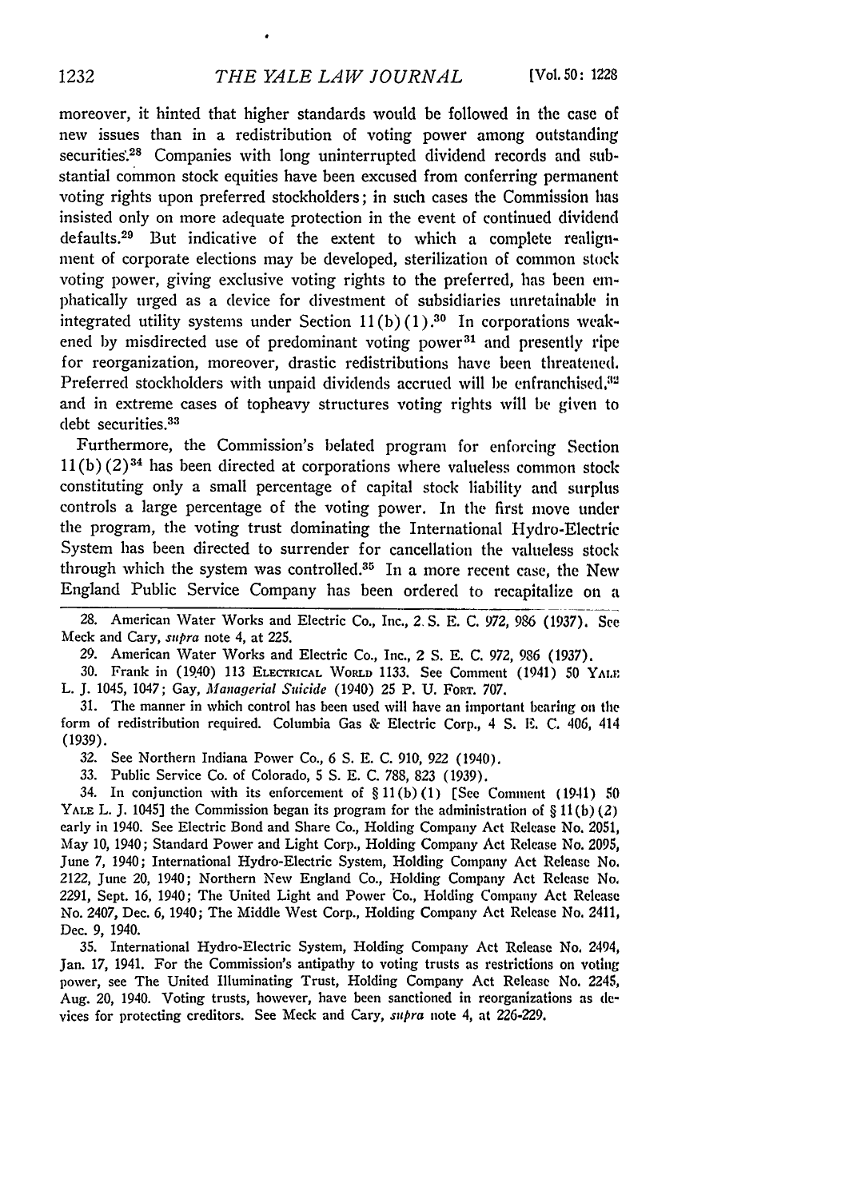moreover, it hinted that higher standards would be followed in the case of new issues than in a redistribution of voting power among outstanding securities.[28] Companies with long uninterrupted dividend records and substantial common stock equities have been excused from conferring permanent voting rights upon preferred stockholders; in such cases the Commission has insisted only on more adequate protection in the event of continued dividend defaults.[29] But indicative of the extent to which a complete realignment of corporate elections may be developed, sterilization of common stock voting power, giving exclusive voting rights to the preferred, has been emphatically urged as a device for divestment of subsidiaries unretainable in integrated utility systems under Section 11(b)(1).[30] In corporations weakened by misdirected use of predominant voting power[31] and presently ripe for reorganization, moreover, drastic redistributions have been threatened. Preferred stockholders with unpaid dividends accrued will be enfranchised,[32] and in extreme cases of topheavy structures voting rights will be given to debt securities.[33]

Furthermore, the Commission's belated program for enforcing Section 11(b)(2)[34] has been directed at corporations where valueless common stock constituting only a small percentage of capital stock liability and surplus controls a large percentage of the voting power. In the first move under the program, the voting trust dominating the International Hydro-Electric System has been directed to surrender for cancellation the valueless stock through which the system was controlled.[35] In a more recent case, the New England Public Service Company has been ordered to recapitalize on a

28. American Water Works and Electric Co., Inc., 2 S. E. C. 972, 986 (1937). See Meck and Cary, *supra* note 4, at 225.

29. American Water Works and Electric Co., Inc., 2 S. E. C. 972, 986 (1937).

30. Frank in (1940) 113 ELECTRICAL WORLD 1133. See Comment (1941) 50 YALE L. J. 1045, 1047; Gay, *Managerial Suicide* (1940) 25 P. U. FORT. 707.

31. The manner in which control has been used will have an important bearing on the form of redistribution required. Columbia Gas & Electric Corp., 4 S. E. C. 406, 414 (1939).

32. See Northern Indiana Power Co., 6 S. E. C. 910, 922 (1940).

33. Public Service Co. of Colorado, 5 S. E. C. 788, 823 (1939).

34. In conjunction with its enforcement of § 11(b)(1) [See Comment (1941) 50 YALE L. J. 1045] the Commission began its program for the administration of § 11(b)(2) early in 1940. See Electric Bond and Share Co., Holding Company Act Release No. 2051, May 10, 1940; Standard Power and Light Corp., Holding Company Act Release No. 2095, June 7, 1940; International Hydro-Electric System, Holding Company Act Release No. 2122, June 20, 1940; Northern New England Co., Holding Company Act Release No. 2291, Sept. 16, 1940; The United Light and Power Co., Holding Company Act Release No. 2407, Dec. 6, 1940; The Middle West Corp., Holding Company Act Release No. 2411, Dec. 9, 1940.

35. International Hydro-Electric System, Holding Company Act Release No. 2494, Jan. 17, 1941. For the Commission's antipathy to voting trusts as restrictions on voting power, see The United Illuminating Trust, Holding Company Act Release No. 2245, Aug. 20, 1940. Voting trusts, however, have been sanctioned in reorganizations as devices for protecting creditors. See Meck and Cary, *supra* note 4, at 226-229.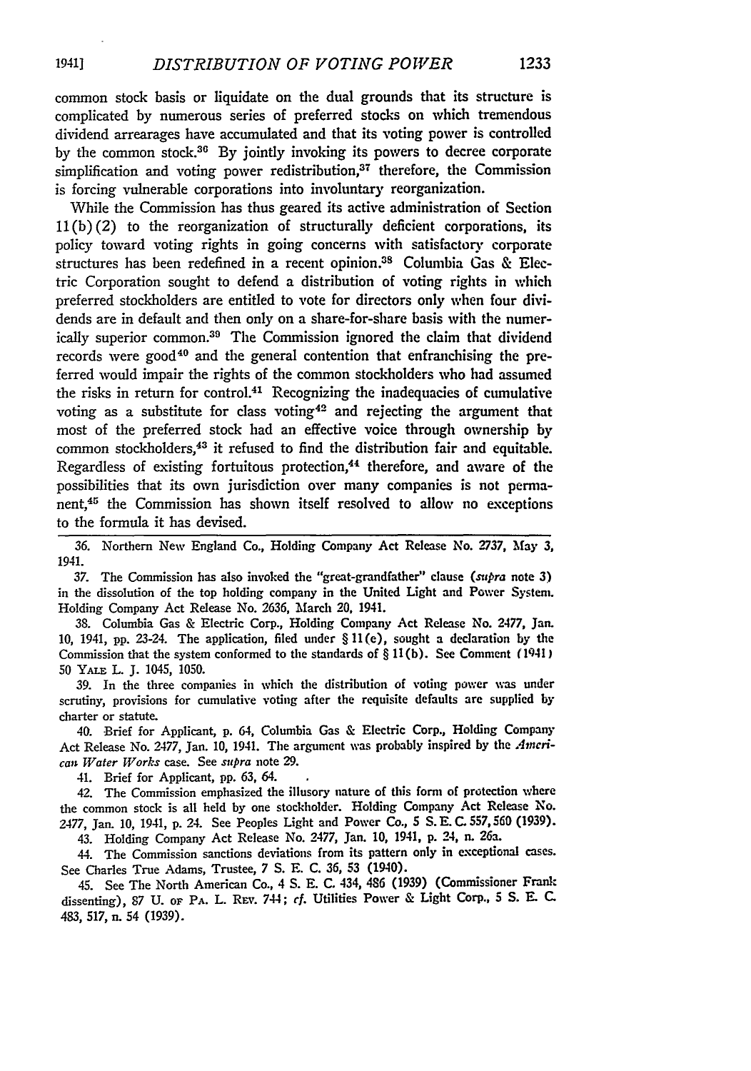common stock basis or liquidate on the dual grounds that its structure is complicated by numerous series of preferred stocks on which tremendous dividend arrearages have accumulated and that its voting power is controlled by the common stock.[36] By jointly invoking its powers to decree corporate simplification and voting power redistribution,[37] therefore, the Commission is forcing vulnerable corporations into involuntary reorganization.

While the Commission has thus geared its active administration of Section 11(b)(2) to the reorganization of structurally deficient corporations, its policy toward voting rights in going concerns with satisfactory corporate structures has been redefined in a recent opinion.[38] Columbia Gas & Electric Corporation sought to defend a distribution of voting rights in which preferred stockholders are entitled to vote for directors only when four dividends are in default and then only on a share-for-share basis with the numerically superior common.[39] The Commission ignored the claim that dividend records were good[40] and the general contention that enfranchising the preferred would impair the rights of the common stockholders who had assumed the risks in return for control.[41] Recognizing the inadequacies of cumulative voting as a substitute for class voting[42] and rejecting the argument that most of the preferred stock had an effective voice through ownership by common stockholders,[43] it refused to find the distribution fair and equitable. Regardless of existing fortuitous protection,[44] therefore, and aware of the possibilities that its own jurisdiction over many companies is not permanent,[45] the Commission has shown itself resolved to allow no exceptions to the formula it has devised.

---

36. Northern New England Co., Holding Company Act Release No. 2737, May 3, 1941.

37. The Commission has also invoked the "great-grandfather" clause (*supra* note 3) in the dissolution of the top holding company in the United Light and Power System. Holding Company Act Release No. 2636, March 20, 1941.

38. Columbia Gas & Electric Corp., Holding Company Act Release No. 2477, Jan. 10, 1941, pp. 23-24. The application, filed under § 11(e), sought a declaration by the Commission that the system conformed to the standards of § 11(b). See Comment (1941) 50 YALE L. J. 1045, 1050.

39. In the three companies in which the distribution of voting power was under scrutiny, provisions for cumulative voting after the requisite defaults are supplied by charter or statute.

40. Brief for Applicant, p. 64, Columbia Gas & Electric Corp., Holding Company Act Release No. 2477, Jan. 10, 1941. The argument was probably inspired by the *American Water Works* case. See *supra* note 29.

41. Brief for Applicant, pp. 63, 64.

42. The Commission emphasized the illusory nature of this form of protection where the common stock is all held by one stockholder. Holding Company Act Release No. 2477, Jan. 10, 1941, p. 24. See Peoples Light and Power Co., 5 S. E. C. 557, 560 (1939).

43. Holding Company Act Release No. 2477, Jan. 10, 1941, p. 24, n. 26a.

44. The Commission sanctions deviations from its pattern only in exceptional cases. See Charles True Adams, Trustee, 7 S. E. C. 36, 53 (1940).

45. See The North American Co., 4 S. E. C. 434, 486 (1939) (Commissioner Frank dissenting), 87 U. OF PA. L. REV. 744; *cf.* Utilities Power & Light Corp., 5 S. E. C. 483, 517, n. 54 (1939).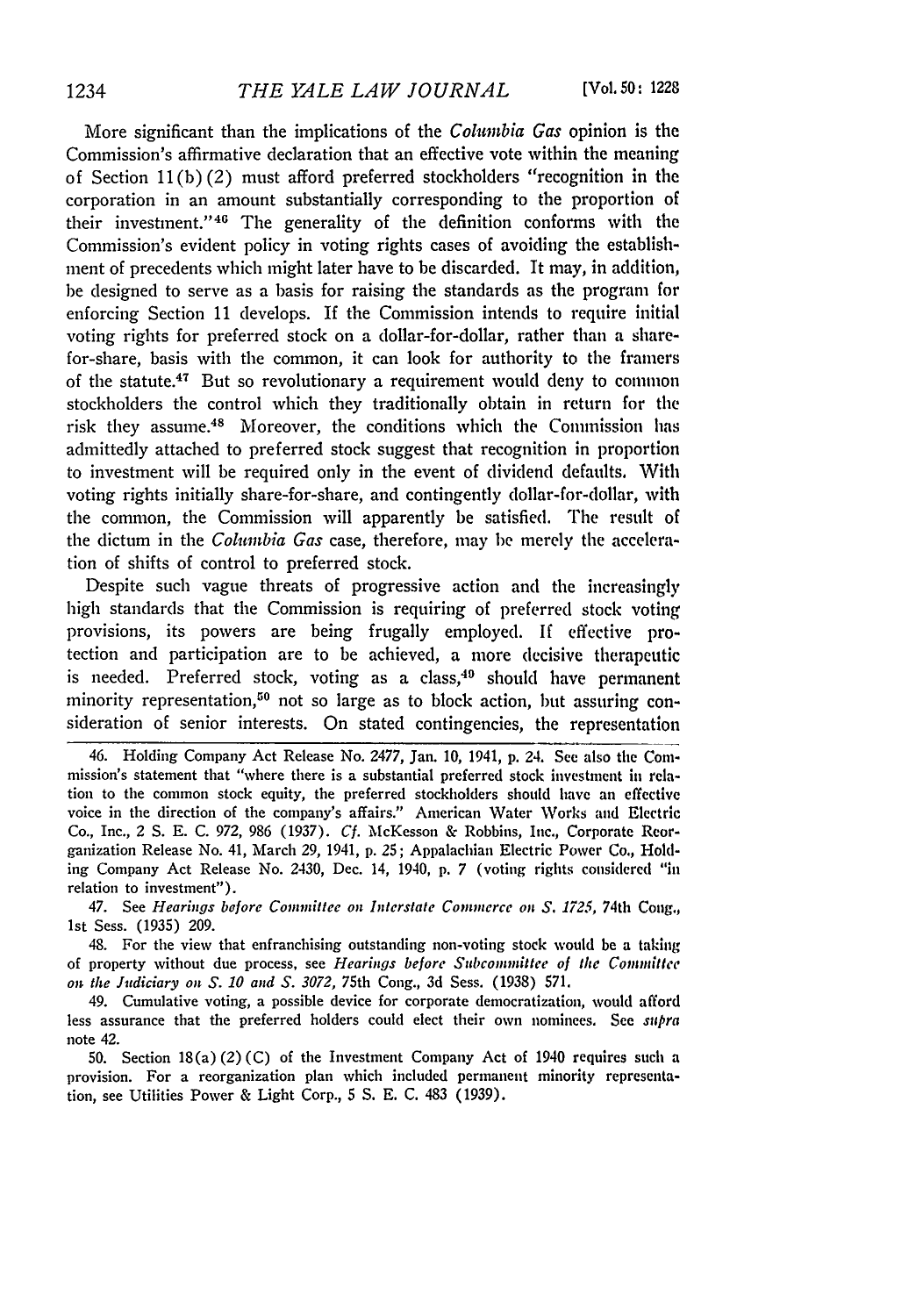More significant than the implications of the *Columbia Gas* opinion is the Commission's affirmative declaration that an effective vote within the meaning of Section 11(b)(2) must afford preferred stockholders "recognition in the corporation in an amount substantially corresponding to the proportion of their investment."[46] The generality of the definition conforms with the Commission's evident policy in voting rights cases of avoiding the establishment of precedents which might later have to be discarded. It may, in addition, be designed to serve as a basis for raising the standards as the program for enforcing Section 11 develops. If the Commission intends to require initial voting rights for preferred stock on a dollar-for-dollar, rather than a share-for-share, basis with the common, it can look for authority to the framers of the statute.[47] But so revolutionary a requirement would deny to common stockholders the control which they traditionally obtain in return for the risk they assume.[48] Moreover, the conditions which the Commission has admittedly attached to preferred stock suggest that recognition in proportion to investment will be required only in the event of dividend defaults. With voting rights initially share-for-share, and contingently dollar-for-dollar, with the common, the Commission will apparently be satisfied. The result of the dictum in the *Columbia Gas* case, therefore, may be merely the acceleration of shifts of control to preferred stock.

Despite such vague threats of progressive action and the increasingly high standards that the Commission is requiring of preferred stock voting provisions, its powers are being frugally employed. If effective protection and participation are to be achieved, a more decisive therapeutic is needed. Preferred stock, voting as a class,[49] should have permanent minority representation,[50] not so large as to block action, but assuring consideration of senior interests. On stated contingencies, the representation

---

46. Holding Company Act Release No. 2477, Jan. 10, 1941, p. 24. See also the Commission's statement that "where there is a substantial preferred stock investment in relation to the common stock equity, the preferred stockholders should have an effective voice in the direction of the company's affairs." American Water Works and Electric Co., Inc., 2 S. E. C. 972, 986 (1937). *Cf.* McKesson & Robbins, Inc., Corporate Reorganization Release No. 41, March 29, 1941, p. 25; Appalachian Electric Power Co., Holding Company Act Release No. 2430, Dec. 14, 1940, p. 7 (voting rights considered "in relation to investment").

47. See *Hearings before Committee on Interstate Commerce on S. 1725*, 74th Cong., 1st Sess. (1935) 209.

48. For the view that enfranchising outstanding non-voting stock would be a taking of property without due process, see *Hearings before Subcommittee of the Committee on the Judiciary on S. 10 and S. 3072*, 75th Cong., 3d Sess. (1938) 571.

49. Cumulative voting, a possible device for corporate democratization, would afford less assurance that the preferred holders could elect their own nominees. See *supra* note 42.

50. Section 18(a)(2)(C) of the Investment Company Act of 1940 requires such a provision. For a reorganization plan which included permanent minority representation, see Utilities Power & Light Corp., 5 S. E. C. 483 (1939).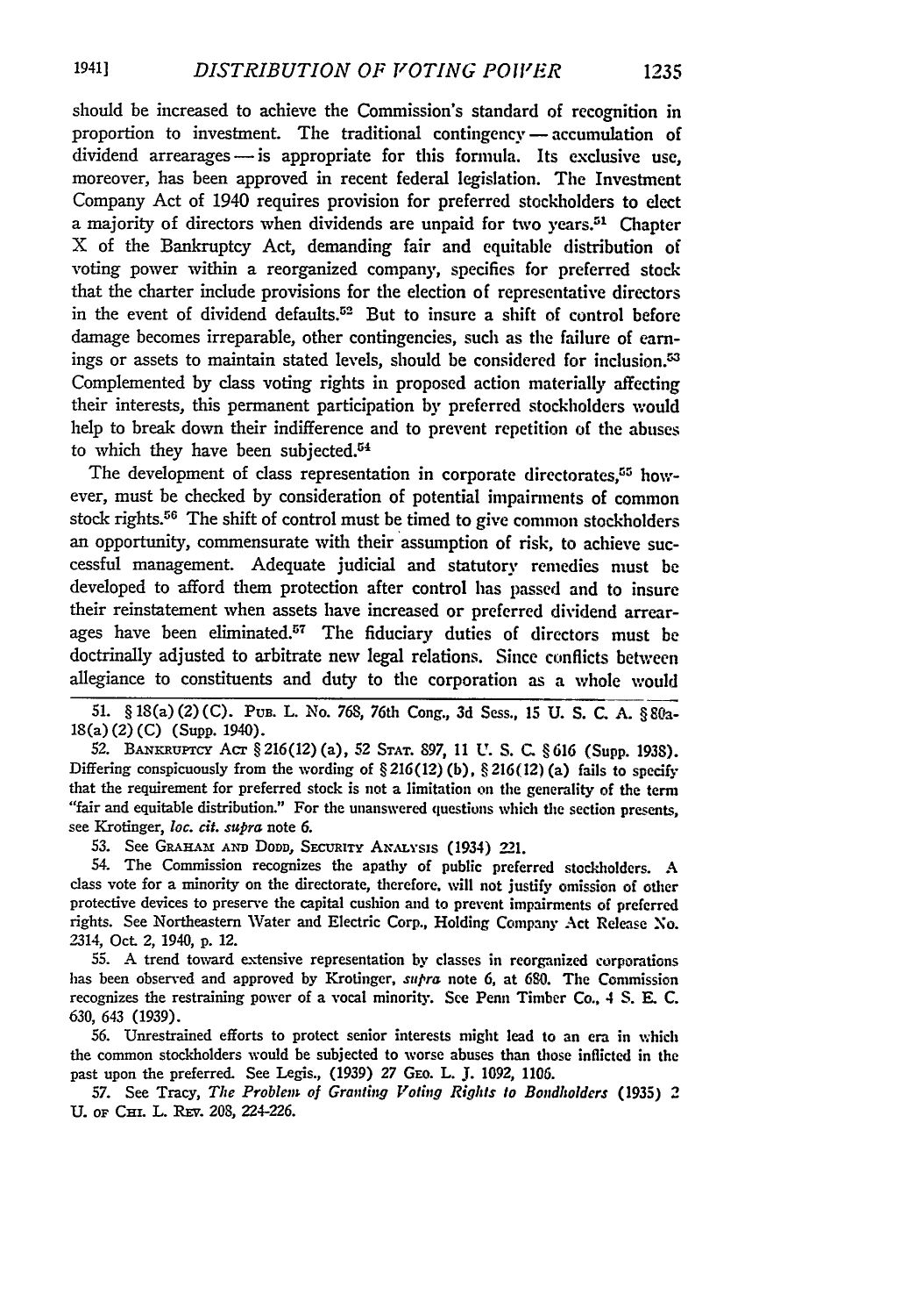should be increased to achieve the Commission's standard of recognition in proportion to investment. The traditional contingency — accumulation of dividend arrearages — is appropriate for this formula. Its exclusive use, moreover, has been approved in recent federal legislation. The Investment Company Act of 1940 requires provision for preferred stockholders to elect a majority of directors when dividends are unpaid for two years.[51] Chapter X of the Bankruptcy Act, demanding fair and equitable distribution of voting power within a reorganized company, specifies for preferred stock that the charter include provisions for the election of representative directors in the event of dividend defaults.[52] But to insure a shift of control before damage becomes irreparable, other contingencies, such as the failure of earnings or assets to maintain stated levels, should be considered for inclusion.[53] Complemented by class voting rights in proposed action materially affecting their interests, this permanent participation by preferred stockholders would help to break down their indifference and to prevent repetition of the abuses to which they have been subjected.[54]

The development of class representation in corporate directorates,[55] however, must be checked by consideration of potential impairments of common stock rights.[56] The shift of control must be timed to give common stockholders an opportunity, commensurate with their assumption of risk, to achieve successful management. Adequate judicial and statutory remedies must be developed to afford them protection after control has passed and to insure their reinstatement when assets have increased or preferred dividend arrearages have been eliminated.[57] The fiduciary duties of directors must be doctrinally adjusted to arbitrate new legal relations. Since conflicts between allegiance to constituents and duty to the corporation as a whole would

51. § 18(a)(2)(C). Pub. L. No. 768, 76th Cong., 3d Sess., 15 U. S. C. A. § 80a-18(a)(2)(C) (Supp. 1940).

52. Bankruptcy Act § 216(12)(a), 52 Stat. 897, 11 U. S. C. § 616 (Supp. 1938). Differing conspicuously from the wording of § 216(12)(b), § 216(12)(a) fails to specify that the requirement for preferred stock is not a limitation on the generality of the term "fair and equitable distribution." For the unanswered questions which the section presents, see Krotinger, *loc. cit. supra* note 6.

53. See Graham and Dodd, Security Analysis (1934) 221.

54. The Commission recognizes the apathy of public preferred stockholders. A class vote for a minority on the directorate, therefore, will not justify omission of other protective devices to preserve the capital cushion and to prevent impairments of preferred rights. See Northeastern Water and Electric Corp., Holding Company Act Release No. 2314, Oct. 2, 1940, p. 12.

55. A trend toward extensive representation by classes in reorganized corporations has been observed and approved by Krotinger, *supra* note 6, at 680. The Commission recognizes the restraining power of a vocal minority. See Penn Timber Co., 4 S. E. C. 630, 643 (1939).

56. Unrestrained efforts to protect senior interests might lead to an era in which the common stockholders would be subjected to worse abuses than those inflicted in the past upon the preferred. See Legis., (1939) 27 Geo. L. J. 1092, 1106.

57. See Tracy, *The Problem of Granting Voting Rights to Bondholders* (1935) 2 U. of Chi. L. Rev. 208, 224-226.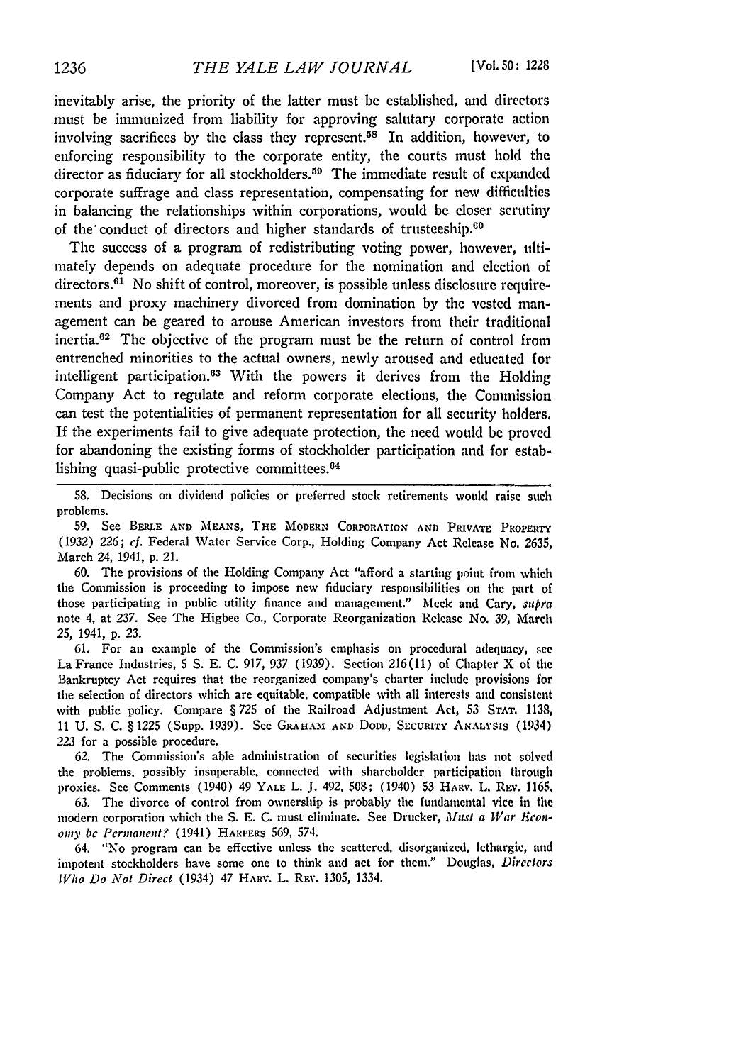inevitably arise, the priority of the latter must be established, and directors must be immunized from liability for approving salutary corporate action involving sacrifices by the class they represent.[58] In addition, however, to enforcing responsibility to the corporate entity, the courts must hold the director as fiduciary for all stockholders.[59] The immediate result of expanded corporate suffrage and class representation, compensating for new difficulties in balancing the relationships within corporations, would be closer scrutiny of the conduct of directors and higher standards of trusteeship.[60]

The success of a program of redistributing voting power, however, ultimately depends on adequate procedure for the nomination and election of directors.[61] No shift of control, moreover, is possible unless disclosure requirements and proxy machinery divorced from domination by the vested management can be geared to arouse American investors from their traditional inertia.[62] The objective of the program must be the return of control from entrenched minorities to the actual owners, newly aroused and educated for intelligent participation.[63] With the powers it derives from the Holding Company Act to regulate and reform corporate elections, the Commission can test the potentialities of permanent representation for all security holders. If the experiments fail to give adequate protection, the need would be proved for abandoning the existing forms of stockholder participation and for establishing quasi-public protective committees.[64]

---

58. Decisions on dividend policies or preferred stock retirements would raise such problems.

59. See BERLE AND MEANS, THE MODERN CORPORATION AND PRIVATE PROPERTY (1932) 226; *cf.* Federal Water Service Corp., Holding Company Act Release No. 2635, March 24, 1941, p. 21.

60. The provisions of the Holding Company Act "afford a starting point from which the Commission is proceeding to impose new fiduciary responsibilities on the part of those participating in public utility finance and management." Meck and Cary, *supra* note 4, at 237. See The Higbee Co., Corporate Reorganization Release No. 39, March 25, 1941, p. 23.

61. For an example of the Commission's emphasis on procedural adequacy, see La France Industries, 5 S. E. C. 917, 937 (1939). Section 216(11) of Chapter X of the Bankruptcy Act requires that the reorganized company's charter include provisions for the selection of directors which are equitable, compatible with all interests and consistent with public policy. Compare § 725 of the Railroad Adjustment Act, 53 STAT. 1138, 11 U. S. C. § 1225 (Supp. 1939). See GRAHAM AND DODD, SECURITY ANALYSIS (1934) 223 for a possible procedure.

62. The Commission's able administration of securities legislation has not solved the problems, possibly insuperable, connected with shareholder participation through proxies. See Comments (1940) 49 YALE L. J. 492, 508; (1940) 53 HARV. L. REV. 1165.

63. The divorce of control from ownership is probably the fundamental vice in the modern corporation which the S. E. C. must eliminate. See Drucker, *Must a War Economy be Permanent?* (1941) HARPERS 569, 574.

64. "No program can be effective unless the scattered, disorganized, lethargic, and impotent stockholders have some one to think and act for them." Douglas, *Directors Who Do Not Direct* (1934) 47 HARV. L. REV. 1305, 1334.